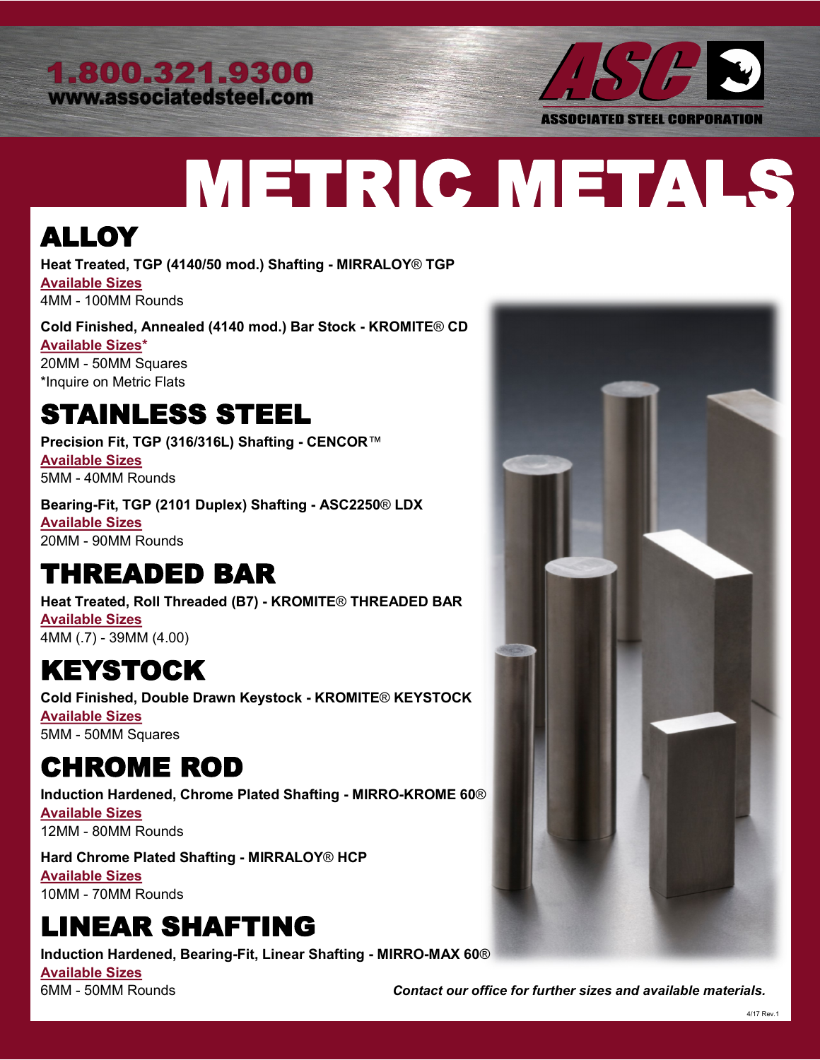1.800.321.9300
www.associatedsteel.com

ASSOCIATED STEEL CORPORATION

# METRIC METALS

## ALLOY

**Heat Treated, TGP (4140/50 mod.) Shafting - MIRRALOY® TGP**
Available Sizes
4MM - 100MM Rounds

**Cold Finished, Annealed (4140 mod.) Bar Stock - KROMITE® CD**
Available Sizes*
20MM - 50MM Squares
*Inquire on Metric Flats

## STAINLESS STEEL

**Precision Fit, TGP (316/316L) Shafting - CENCOR™**
Available Sizes
5MM - 40MM Rounds

**Bearing-Fit, TGP (2101 Duplex) Shafting - ASC2250® LDX**
Available Sizes
20MM - 90MM Rounds

## THREADED BAR

**Heat Treated, Roll Threaded (B7) - KROMITE® THREADED BAR**
Available Sizes
4MM (.7) - 39MM (4.00)

## KEYSTOCK

**Cold Finished, Double Drawn Keystock - KROMITE® KEYSTOCK**
Available Sizes
5MM - 50MM Squares

## CHROME ROD

**Induction Hardened, Chrome Plated Shafting - MIRRO-KROME 60®**
Available Sizes
12MM - 80MM Rounds

**Hard Chrome Plated Shafting - MIRRALOY® HCP**
Available Sizes
10MM - 70MM Rounds

## LINEAR SHAFTING

**Induction Hardened, Bearing-Fit, Linear Shafting - MIRRO-MAX 60®**
Available Sizes
6MM - 50MM Rounds

***Contact our office for further sizes and available materials.***

4/17 Rev.1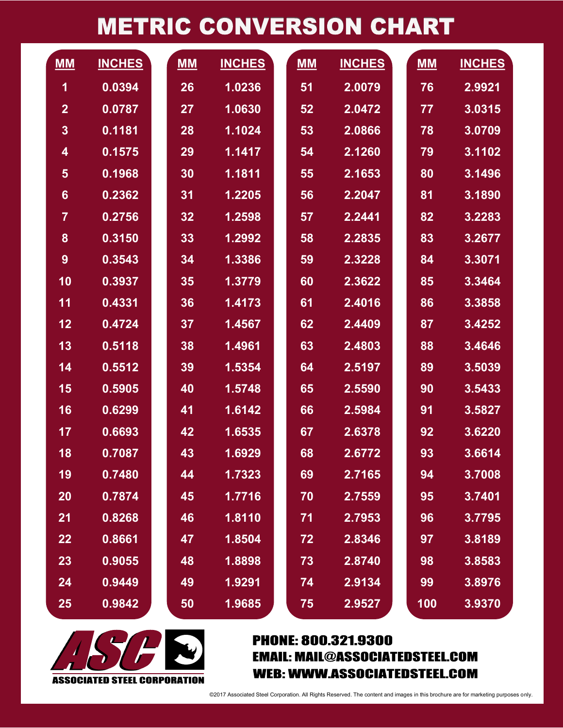# METRIC CONVERSION CHART

| MM | INCHES | MM | INCHES | MM | INCHES | MM | INCHES |
|---|---|---|---|---|---|---|---|
| 1 | 0.0394 | 26 | 1.0236 | 51 | 2.0079 | 76 | 2.9921 |
| 2 | 0.0787 | 27 | 1.0630 | 52 | 2.0472 | 77 | 3.0315 |
| 3 | 0.1181 | 28 | 1.1024 | 53 | 2.0866 | 78 | 3.0709 |
| 4 | 0.1575 | 29 | 1.1417 | 54 | 2.1260 | 79 | 3.1102 |
| 5 | 0.1968 | 30 | 1.1811 | 55 | 2.1653 | 80 | 3.1496 |
| 6 | 0.2362 | 31 | 1.2205 | 56 | 2.2047 | 81 | 3.1890 |
| 7 | 0.2756 | 32 | 1.2598 | 57 | 2.2441 | 82 | 3.2283 |
| 8 | 0.3150 | 33 | 1.2992 | 58 | 2.2835 | 83 | 3.2677 |
| 9 | 0.3543 | 34 | 1.3386 | 59 | 2.3228 | 84 | 3.3071 |
| 10 | 0.3937 | 35 | 1.3779 | 60 | 2.3622 | 85 | 3.3464 |
| 11 | 0.4331 | 36 | 1.4173 | 61 | 2.4016 | 86 | 3.3858 |
| 12 | 0.4724 | 37 | 1.4567 | 62 | 2.4409 | 87 | 3.4252 |
| 13 | 0.5118 | 38 | 1.4961 | 63 | 2.4803 | 88 | 3.4646 |
| 14 | 0.5512 | 39 | 1.5354 | 64 | 2.5197 | 89 | 3.5039 |
| 15 | 0.5905 | 40 | 1.5748 | 65 | 2.5590 | 90 | 3.5433 |
| 16 | 0.6299 | 41 | 1.6142 | 66 | 2.5984 | 91 | 3.5827 |
| 17 | 0.6693 | 42 | 1.6535 | 67 | 2.6378 | 92 | 3.6220 |
| 18 | 0.7087 | 43 | 1.6929 | 68 | 2.6772 | 93 | 3.6614 |
| 19 | 0.7480 | 44 | 1.7323 | 69 | 2.7165 | 94 | 3.7008 |
| 20 | 0.7874 | 45 | 1.7716 | 70 | 2.7559 | 95 | 3.7401 |
| 21 | 0.8268 | 46 | 1.8110 | 71 | 2.7953 | 96 | 3.7795 |
| 22 | 0.8661 | 47 | 1.8504 | 72 | 2.8346 | 97 | 3.8189 |
| 23 | 0.9055 | 48 | 1.8898 | 73 | 2.8740 | 98 | 3.8583 |
| 24 | 0.9449 | 49 | 1.9291 | 74 | 2.9134 | 99 | 3.8976 |
| 25 | 0.9842 | 50 | 1.9685 | 75 | 2.9527 | 100 | 3.9370 |

ASC
ASSOCIATED STEEL CORPORATION

PHONE: 800.321.9300
EMAIL: MAIL@ASSOCIATEDSTEEL.COM
WEB: WWW.ASSOCIATEDSTEEL.COM

©2017 Associated Steel Corporation. All Rights Reserved. The content and images in this brochure are for marketing purposes only.